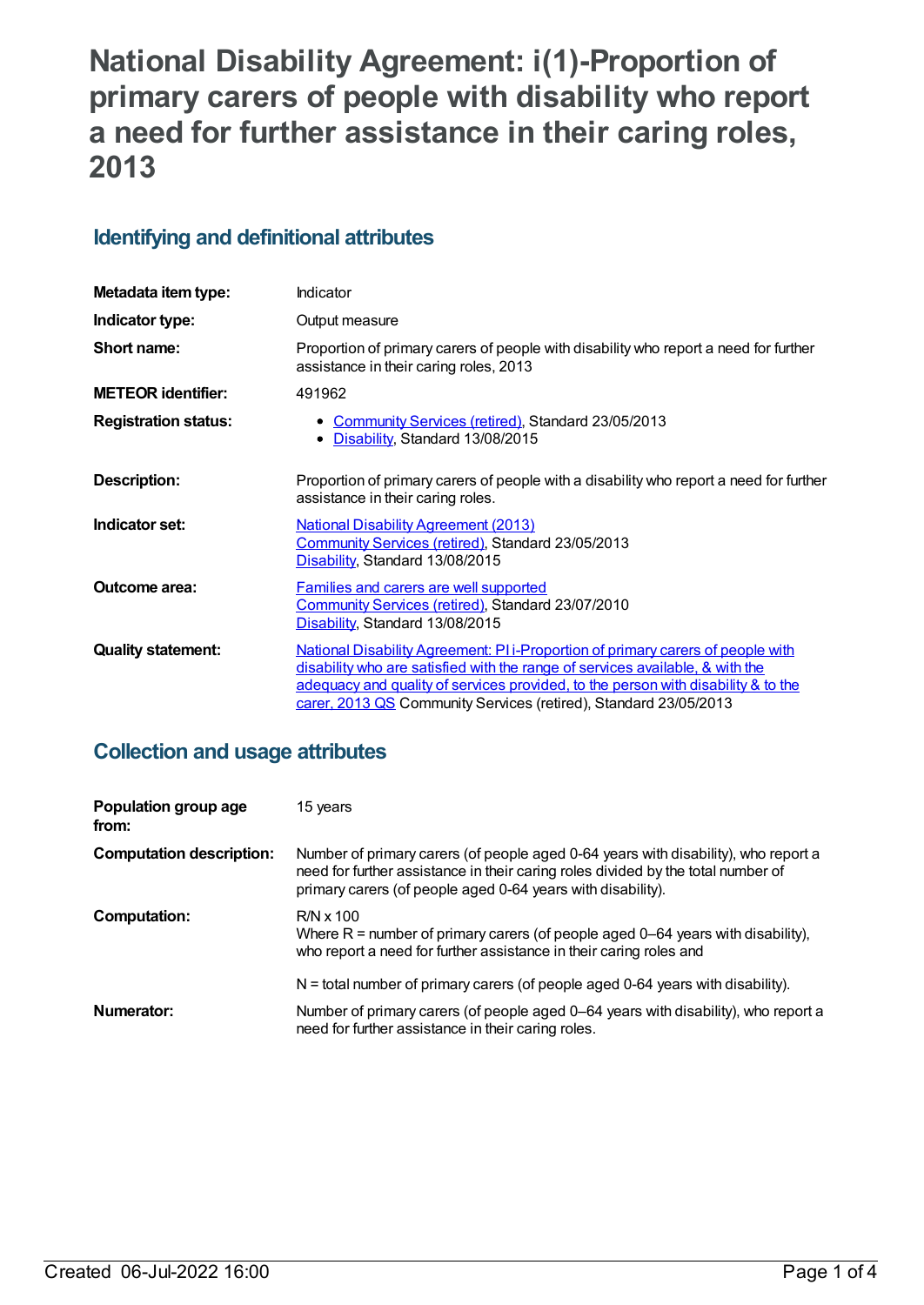# National Disability Agreement: i(1)-Proportion of primary carers of people with disability who report a need for further assistance in their caring roles, 2013

## Identifying and definitional attributes

| | |
|---|---|
| **Metadata item type:** | Indicator |
| **Indicator type:** | Output measure |
| **Short name:** | Proportion of primary carers of people with disability who report a need for further assistance in their caring roles, 2013 |
| **METEOR identifier:** | 491962 |
| **Registration status:** | • Community Services (retired), Standard 23/05/2013<br>• Disability, Standard 13/08/2015 |
| **Description:** | Proportion of primary carers of people with a disability who report a need for further assistance in their caring roles. |
| **Indicator set:** | National Disability Agreement (2013)<br>Community Services (retired), Standard 23/05/2013<br>Disability, Standard 13/08/2015 |
| **Outcome area:** | Families and carers are well supported<br>Community Services (retired), Standard 23/07/2010<br>Disability, Standard 13/08/2015 |
| **Quality statement:** | National Disability Agreement: PI i-Proportion of primary carers of people with disability who are satisfied with the range of services available, & with the adequacy and quality of services provided, to the person with disability & to the carer, 2013 QS Community Services (retired), Standard 23/05/2013 |

## Collection and usage attributes

| | |
|---|---|
| **Population group age from:** | 15 years |
| **Computation description:** | Number of primary carers (of people aged 0-64 years with disability), who report a need for further assistance in their caring roles divided by the total number of primary carers (of people aged 0-64 years with disability). |
| **Computation:** | R/N x 100<br>Where R = number of primary carers (of people aged 0–64 years with disability), who report a need for further assistance in their caring roles and<br><br>N = total number of primary carers (of people aged 0-64 years with disability). |
| **Numerator:** | Number of primary carers (of people aged 0–64 years with disability), who report a need for further assistance in their caring roles. |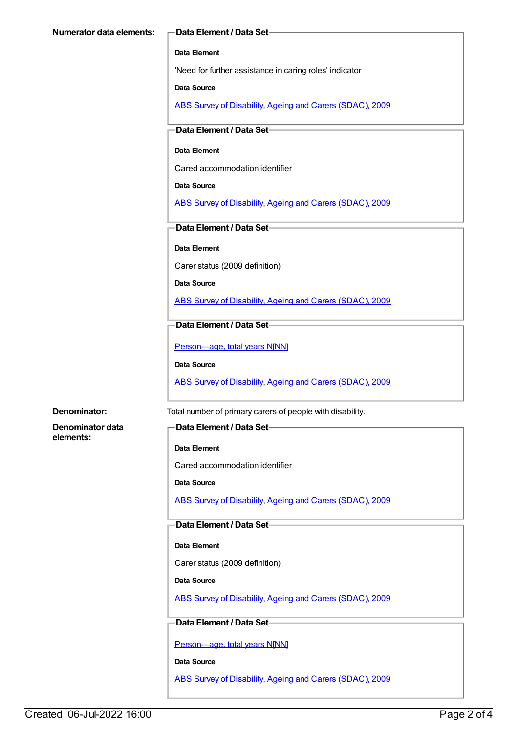**Numerator data elements:**

**Data Element / Data Set**

**Data Element**

'Need for further assistance in caring roles' indicator

**Data Source**

[ABS Survey of Disability, Ageing and Carers (SDAC), 2009]

**Data Element / Data Set**

**Data Element**

Cared accommodation identifier

**Data Source**

[ABS Survey of Disability, Ageing and Carers (SDAC), 2009]

**Data Element / Data Set**

**Data Element**

Carer status (2009 definition)

**Data Source**

[ABS Survey of Disability, Ageing and Carers (SDAC), 2009]

**Data Element / Data Set**

[Person—age, total years N[NN]]

**Data Source**

[ABS Survey of Disability, Ageing and Carers (SDAC), 2009]

**Denominator:** Total number of primary carers of people with disability.

**Denominator data elements:**

**Data Element / Data Set**

**Data Element**

Cared accommodation identifier

**Data Source**

[ABS Survey of Disability, Ageing and Carers (SDAC), 2009]

**Data Element / Data Set**

**Data Element**

Carer status (2009 definition)

**Data Source**

[ABS Survey of Disability, Ageing and Carers (SDAC), 2009]

**Data Element / Data Set**

[Person—age, total years N[NN]]

**Data Source**

[ABS Survey of Disability, Ageing and Carers (SDAC), 2009]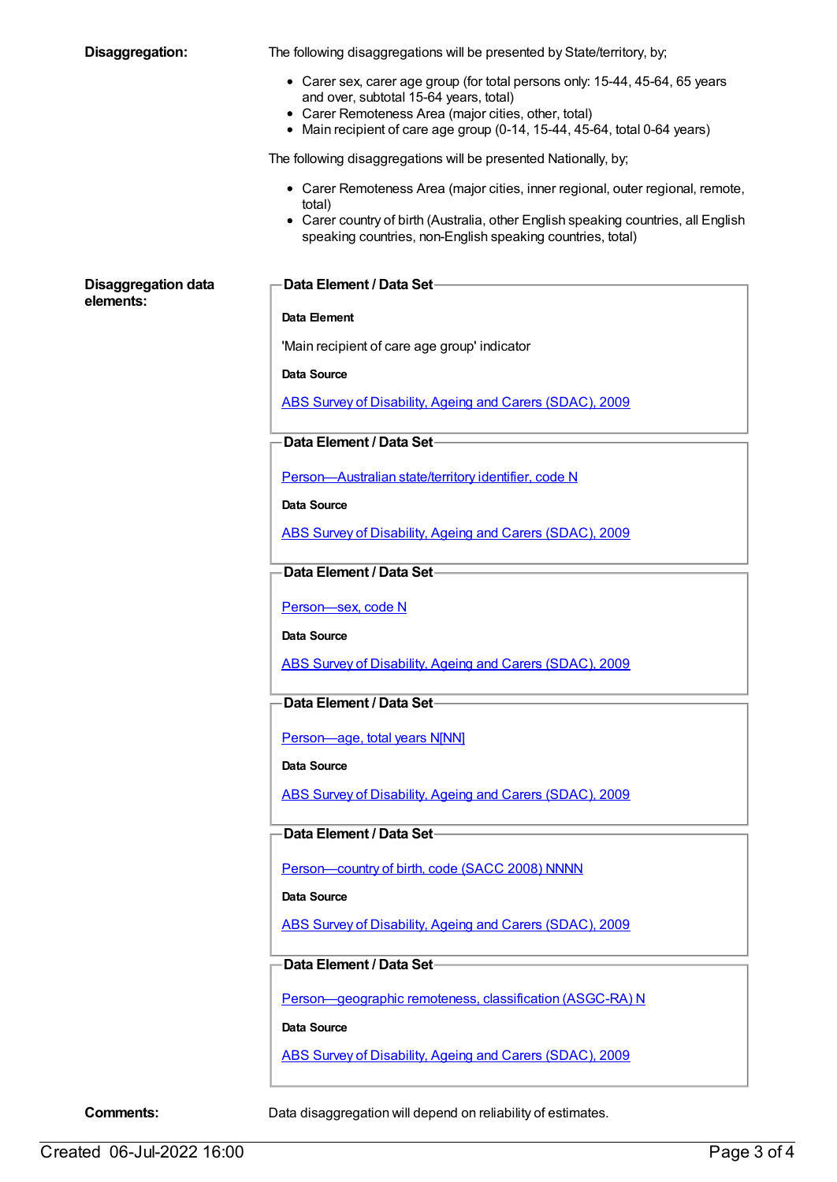**Disaggregation:**

The following disaggregations will be presented by State/territory, by;

- Carer sex, carer age group (for total persons only: 15-44, 45-64, 65 years and over, subtotal 15-64 years, total)
- Carer Remoteness Area (major cities, other, total)
- Main recipient of care age group (0-14, 15-44, 45-64, total 0-64 years)

The following disaggregations will be presented Nationally, by;

- Carer Remoteness Area (major cities, inner regional, outer regional, remote, total)
- Carer country of birth (Australia, other English speaking countries, all English speaking countries, non-English speaking countries, total)

**Disaggregation data elements:**

**Data Element / Data Set**

**Data Element**

'Main recipient of care age group' indicator

**Data Source**

ABS Survey of Disability, Ageing and Carers (SDAC), 2009

**Data Element / Data Set**

Person—Australian state/territory identifier, code N

**Data Source**

ABS Survey of Disability, Ageing and Carers (SDAC), 2009

**Data Element / Data Set**

Person—sex, code N

**Data Source**

ABS Survey of Disability, Ageing and Carers (SDAC), 2009

**Data Element / Data Set**

Person—age, total years N[NN]

**Data Source**

ABS Survey of Disability, Ageing and Carers (SDAC), 2009

**Data Element / Data Set**

Person—country of birth, code (SACC 2008) NNNN

**Data Source**

ABS Survey of Disability, Ageing and Carers (SDAC), 2009

**Data Element / Data Set**

Person—geographic remoteness, classification (ASGC-RA) N

**Data Source**

ABS Survey of Disability, Ageing and Carers (SDAC), 2009

**Comments:**

Data disaggregation will depend on reliability of estimates.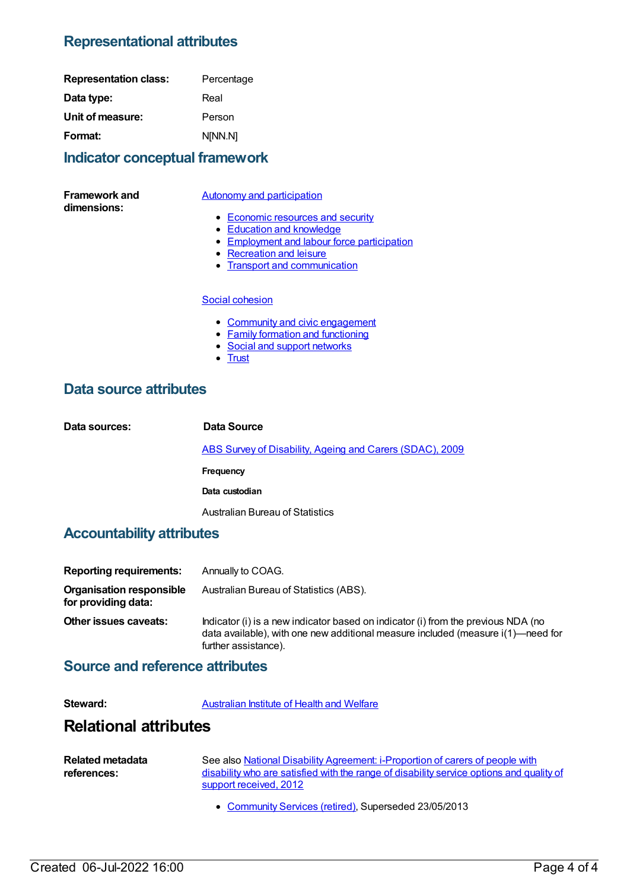## Representational attributes

| | |
|---|---|
| **Representation class:** | Percentage |
| **Data type:** | Real |
| **Unit of measure:** | Person |
| **Format:** | N[NN.N] |

## Indicator conceptual framework

**Framework and dimensions:**

Autonomy and participation

- Economic resources and security
- Education and knowledge
- Employment and labour force participation
- Recreation and leisure
- Transport and communication

Social cohesion

- Community and civic engagement
- Family formation and functioning
- Social and support networks
- Trust

## Data source attributes

**Data sources:**

**Data Source**

ABS Survey of Disability, Ageing and Carers (SDAC), 2009

**Frequency**

**Data custodian**

Australian Bureau of Statistics

## Accountability attributes

| | |
|---|---|
| **Reporting requirements:** | Annually to COAG. |
| **Organisation responsible for providing data:** | Australian Bureau of Statistics (ABS). |
| **Other issues caveats:** | Indicator (i) is a new indicator based on indicator (i) from the previous NDA (no data available), with one new additional measure included (measure i(1)—need for further assistance). |

## Source and reference attributes

**Steward:** Australian Institute of Health and Welfare

# Relational attributes

**Related metadata references:**

See also National Disability Agreement: i-Proportion of carers of people with disability who are satisfied with the range of disability service options and quality of support received, 2012

- Community Services (retired), Superseded 23/05/2013